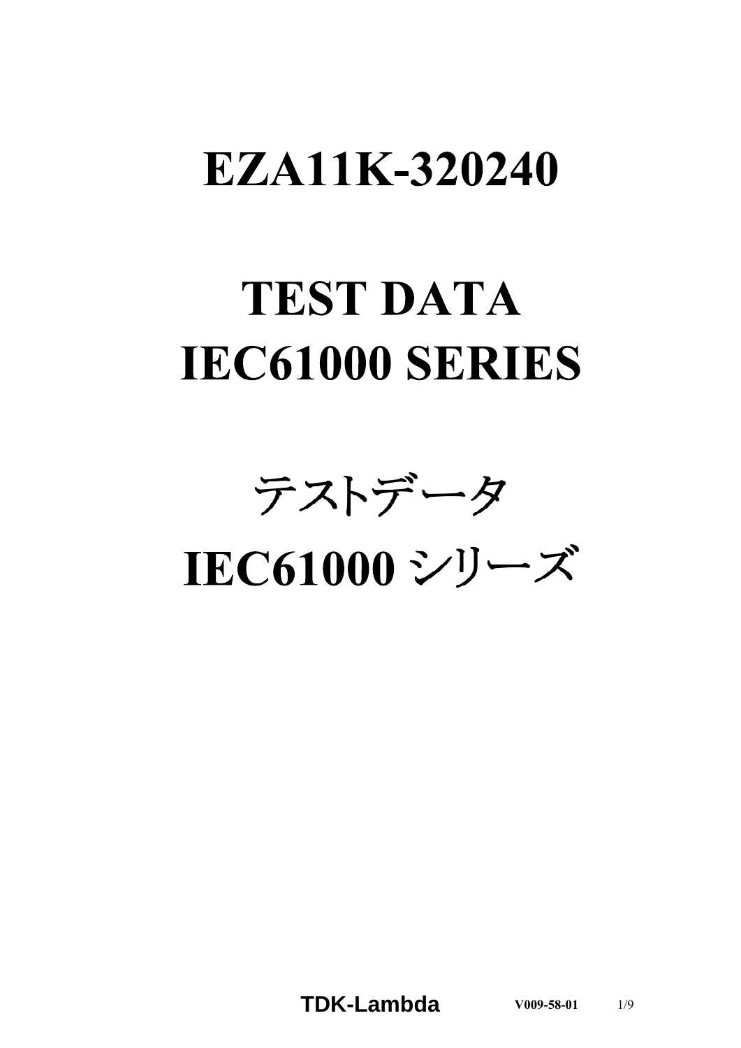# EZA11K-320240

# TEST DATA
# IEC61000 SERIES

# テストデータ
# IEC61000 シリーズ

**TDK-Lambda** V009-58-01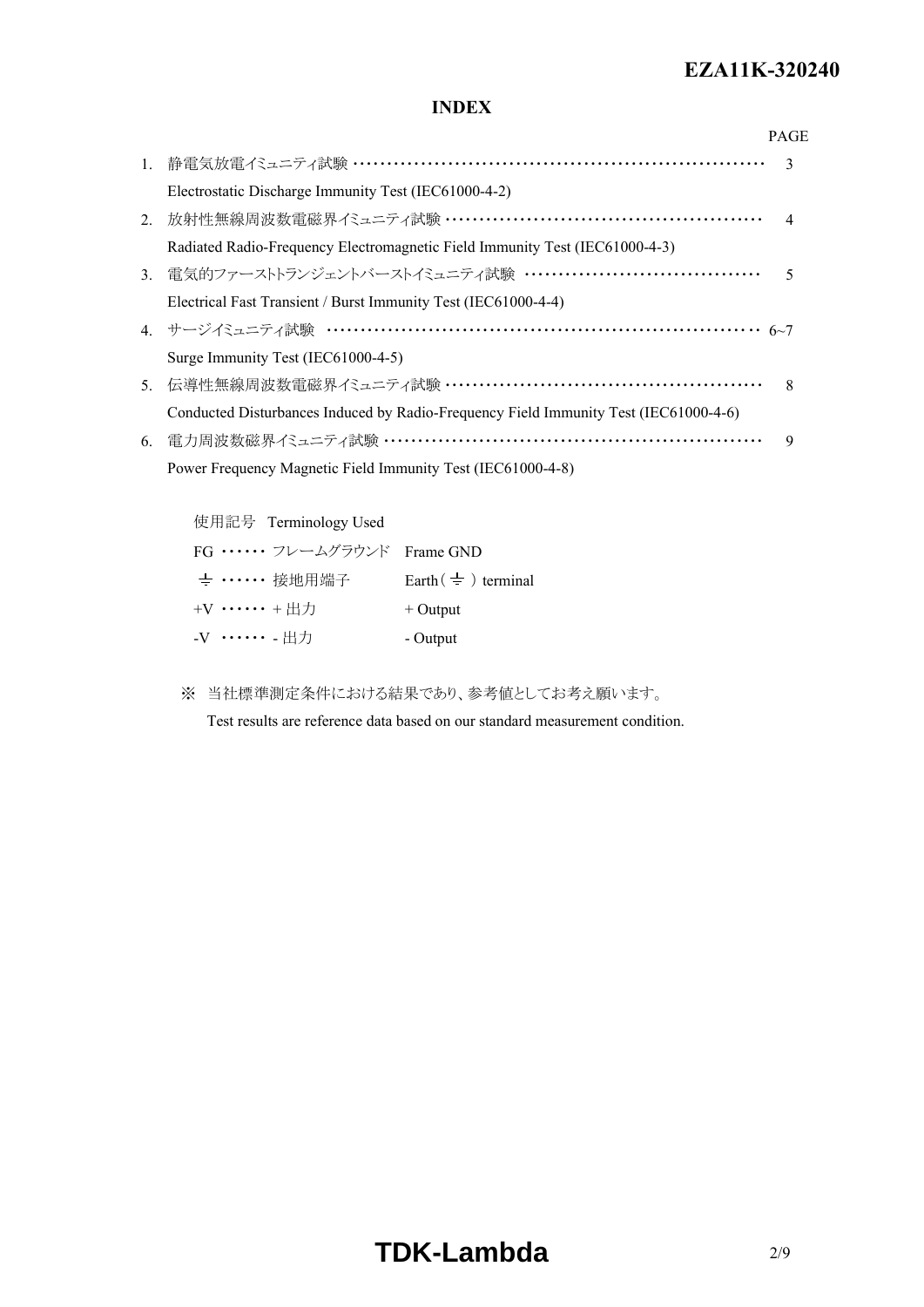## INDEX

| | | PAGE |
|---|---|---|
| 1. | 静電気放電イミュニティ試験 ・・・・・・・・・・・・・・・・・・・・・・・・・・・・・・・・・・・・・・・・・・・・・・・・・・・・・・・・・・・ Electrostatic Discharge Immunity Test (IEC61000-4-2) | 3 |
| 2. | 放射性無線周波数電磁界イミュニティ試験 ・・・・・・・・・・・・・・・・・・・・・・・・・・・・・・・・・・・・・・・・・・・・・ Radiated Radio-Frequency Electromagnetic Field Immunity Test (IEC61000-4-3) | 4 |
| 3. | 電気的ファーストトランジェントバーストイミュニティ試験 ・・・・・・・・・・・・・・・・・・・・・・・・・・・・・・・・・・ Electrical Fast Transient / Burst Immunity Test (IEC61000-4-4) | 5 |
| 4. | サージイミュニティ試験 ・・・・・・・・・・・・・・・・・・・・・・・・・・・・・・・・・・・・・・・・・・・・・・・・・・・・・・・・・・・・・・・ Surge Immunity Test (IEC61000-4-5) | 6~7 |
| 5. | 伝導性無線周波数電磁界イミュニティ試験 ・・・・・・・・・・・・・・・・・・・・・・・・・・・・・・・・・・・・・・・・・・・・・ Conducted Disturbances Induced by Radio-Frequency Field Immunity Test (IEC61000-4-6) | 8 |
| 6. | 電力周波数磁界イミュニティ試験 ・・・・・・・・・・・・・・・・・・・・・・・・・・・・・・・・・・・・・・・・・・・・・・・・・・・・・・・ Power Frequency Magnetic Field Immunity Test (IEC61000-4-8) | 9 |

使用記号　Terminology Used

| | | |
|---|---|---|
| FG ・・・・・・ | フレームグラウンド | Frame GND |
| ⏚ ・・・・・・ | 接地用端子 | Earth ( ⏚ ) terminal |
| +V ・・・・・・ | + 出力 | + Output |
| -V ・・・・・・ | - 出力 | - Output |

※ 当社標準測定条件における結果であり、参考値としてお考え願います。
Test results are reference data based on our standard measurement condition.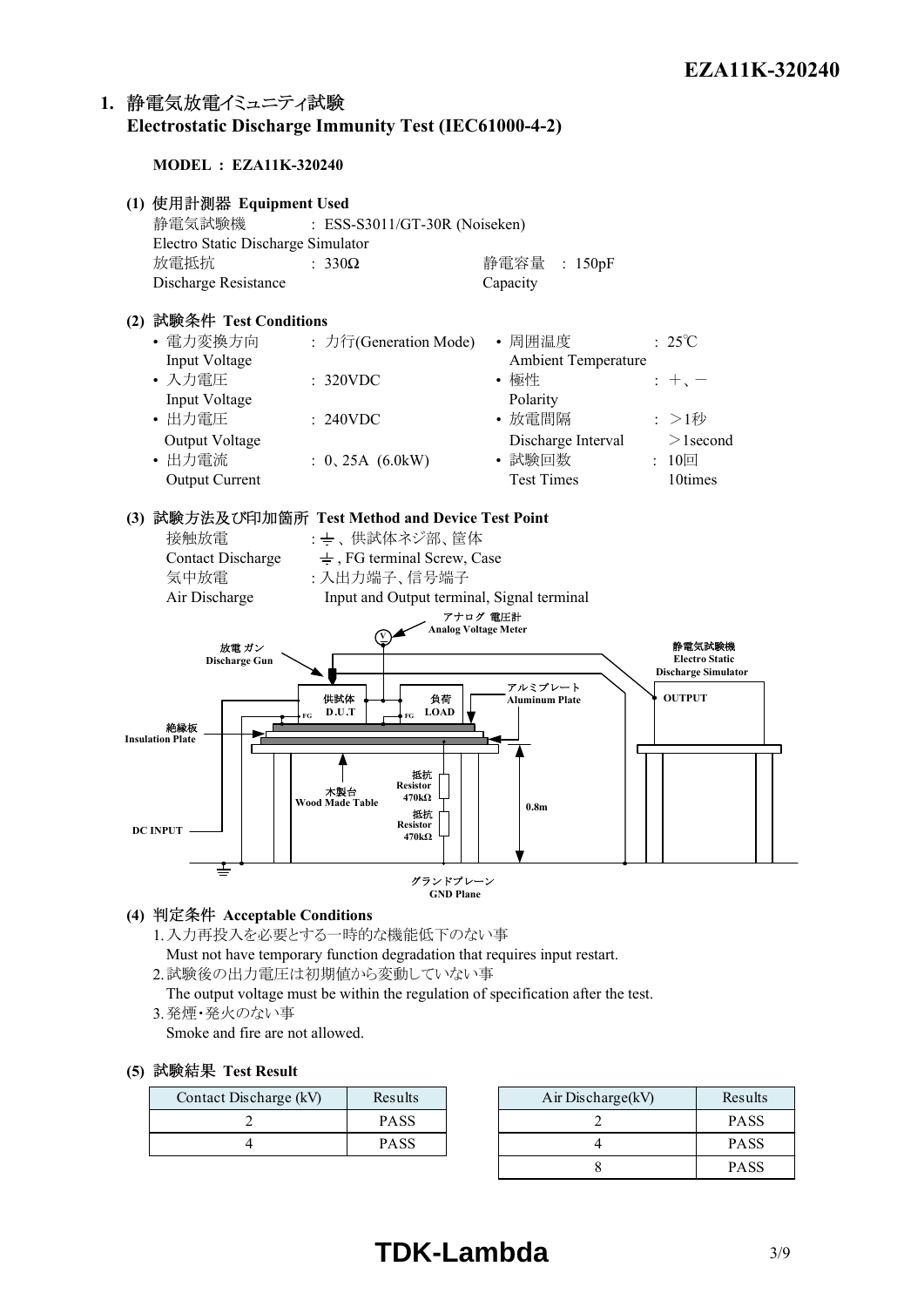## 1. 静電気放電イミュニティ試験 Electrostatic Discharge Immunity Test (IEC61000-4-2)

**MODEL : EZA11K-320240**

### (1) 使用計測器 Equipment Used

静電気試験機 Electro Static Discharge Simulator : ESS-S3011/GT-30R (Noiseken)

放電抵抗 Discharge Resistance : 330Ω

静電容量 Capacity : 150pF

### (2) 試験条件 Test Conditions

- 電力変換方向 Input Voltage : 力行(Generation Mode)
- 入力電圧 Input Voltage : 320VDC
- 出力電圧 Output Voltage : 240VDC
- 出力電流 Output Current : 0、25A (6.0kW)
- 周囲温度 Ambient Temperature : 25℃
- 極性 Polarity : ＋、－
- 放電間隔 Discharge Interval : ＞1秒 ＞1second
- 試験回数 Test Times : 10回 10times

### (3) 試験方法及び印加箇所 Test Method and Device Test Point

接触放電 Contact Discharge : ⏚、供試体ネジ部、筐体 ⏚, FG terminal Screw, Case

気中放電 Air Discharge : 入出力端子、信号端子 Input and Output terminal, Signal terminal

アナログ 電圧計 Analog Voltage Meter

放電 ガン Discharge Gun

静電気試験機 Electro Static Discharge Simulator

OUTPUT

供試体 D.U.T

負荷 LOAD

FG

アルミプレート Aluminum Plate

絶縁板 Insulation Plate

木製台 Wood Made Table

抵抗 Resistor 470kΩ

抵抗 Resistor 470kΩ

0.8m

DC INPUT

グランドプレーン GND Plane

### (4) 判定条件 Acceptable Conditions

1. 入力再投入を必要とする一時的な機能低下のない事
   Must not have temporary function degradation that requires input restart.
2. 試験後の出力電圧は初期値から変動していない事
   The output voltage must be within the regulation of specification after the test.
3. 発煙・発火のない事
   Smoke and fire are not allowed.

### (5) 試験結果 Test Result

| Contact Discharge (kV) | Results |
|---|---|
| 2 | PASS |
| 4 | PASS |

| Air Discharge(kV) | Results |
|---|---|
| 2 | PASS |
| 4 | PASS |
| 8 | PASS |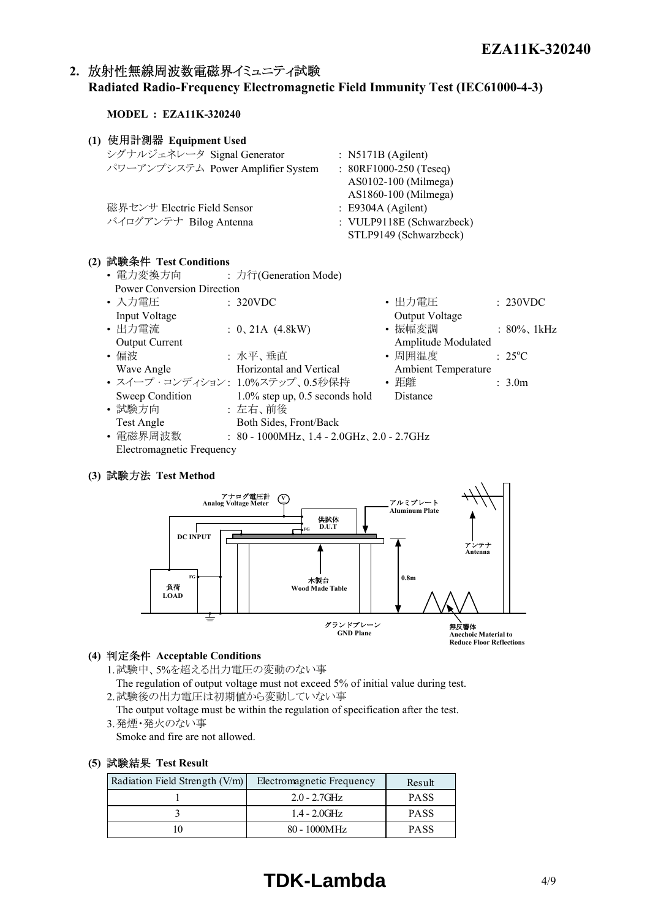## 2. 放射性無線周波数電磁界イミュニティ試験 Radiated Radio-Frequency Electromagnetic Field Immunity Test (IEC61000-4-3)

**MODEL : EZA11K-320240**

### (1) 使用計測器 Equipment Used

| | |
|---|---|
| シグナルジェネレータ Signal Generator | : N5171B (Agilent) |
| パワーアンプシステム Power Amplifier System | : 80RF1000-250 (Teseq)<br>AS0102-100 (Milmega)<br>AS1860-100 (Milmega) |
| 磁界センサ Electric Field Sensor | : E9304A (Agilent) |
| バイログアンテナ Bilog Antenna | : VULP9118E (Schwarzbeck)<br>STLP9149 (Schwarzbeck) |

### (2) 試験条件 Test Conditions

- 電力変換方向 Power Conversion Direction : 力行(Generation Mode)
- 入力電圧 Input Voltage : 320VDC
- 出力電圧 Output Voltage : 230VDC
- 出力電流 Output Current : 0、21A (4.8kW)
- 振幅変調 Amplitude Modulated : 80%、1kHz
- 偏波 Wave Angle : 水平、垂直 Horizontal and Vertical
- 周囲温度 Ambient Temperature : 25°C
- スイープ・コンディション Sweep Condition : 1.0%ステップ、0.5秒保持 1.0% step up, 0.5 seconds hold
- 距離 Distance : 3.0m
- 試験方向 Test Angle : 左右、前後 Both Sides, Front/Back
- 電磁界周波数 Electromagnetic Frequency : 80 - 1000MHz、1.4 - 2.0GHz、2.0 - 2.7GHz

### (3) 試験方法 Test Method

アナログ電圧計 Analog Voltage Meter / 供試体 D.U.T / FG / アルミプレート Aluminum Plate / DC INPUT / アンテナ Antenna / 負荷 LOAD / 木製台 Wood Made Table / 0.8m / グランドプレーン GND Plane / 無反響体 Anechoic Material to Reduce Floor Reflections

### (4) 判定条件 Acceptable Conditions

1. 試験中、5%を超える出力電圧の変動のない事
   The regulation of output voltage must not exceed 5% of initial value during test.
2. 試験後の出力電圧は初期値から変動していない事
   The output voltage must be within the regulation of specification after the test.
3. 発煙・発火のない事
   Smoke and fire are not allowed.

### (5) 試験結果 Test Result

| Radiation Field Strength (V/m) | Electromagnetic Frequency | Result |
|---|---|---|
| 1 | 2.0 - 2.7GHz | PASS |
| 3 | 1.4 - 2.0GHz | PASS |
| 10 | 80 - 1000MHz | PASS |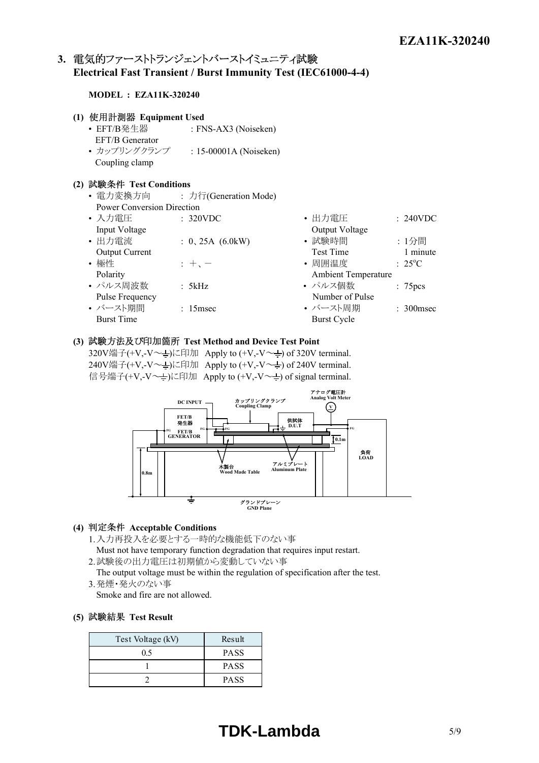## 3. 電気的ファーストトランジェントバーストイミュニティ試験 Electrical Fast Transient / Burst Immunity Test (IEC61000-4-4)

**MODEL : EZA11K-320240**

**(1) 使用計測器 Equipment Used**

- EFT/B発生器 EFT/B Generator : FNS-AX3 (Noiseken)
- カップリングクランプ Coupling clamp : 15-00001A (Noiseken)

**(2) 試験条件 Test Conditions**

- 電力変換方向 Power Conversion Direction : 力行(Generation Mode)
- 入力電圧 Input Voltage : 320VDC
- 出力電流 Output Current : 0、25A (6.0kW)
- 極性 Polarity : ＋、－
- パルス周波数 Pulse Frequency : 5kHz
- バースト期間 Burst Time : 15msec
- 出力電圧 Output Voltage : 240VDC
- 試験時間 Test Time : 1分間 1 minute
- 周囲温度 Ambient Temperature : 25$^{o}$C
- パルス個数 Number of Pulse : 75pcs
- バースト周期 Burst Cycle : 300msec

**(3) 試験方法及び印加箇所 Test Method and Device Test Point**

320V端子(+V,-V～⏚)に印加 Apply to (+V,-V～⏚) of 320V terminal.
240V端子(+V,-V～⏚)に印加 Apply to (+V,-V～⏚) of 240V terminal.
信号端子(+V,-V～⏚)に印加 Apply to (+V,-V～⏚) of signal terminal.

DC INPUT, FET/B 発生器 FET/B GENERATOR, カップリングクランプ Coupling Clamp, アナログ電圧計 Analog Volt Meter, 供試体 D.U.T, 負荷 LOAD, 0.1m, 0.8m, 木製台 Wood Made Table, アルミプレート Aluminum Plate, グランドプレーン GND Plane

**(4) 判定条件 Acceptable Conditions**

1. 入力再投入を必要とする一時的な機能低下のない事
   Must not have temporary function degradation that requires input restart.
2. 試験後の出力電圧は初期値から変動していない事
   The output voltage must be within the regulation of specification after the test.
3. 発煙・発火のない事
   Smoke and fire are not allowed.

**(5) 試験結果 Test Result**

| Test Voltage (kV) | Result |
|---|---|
| 0.5 | PASS |
| 1 | PASS |
| 2 | PASS |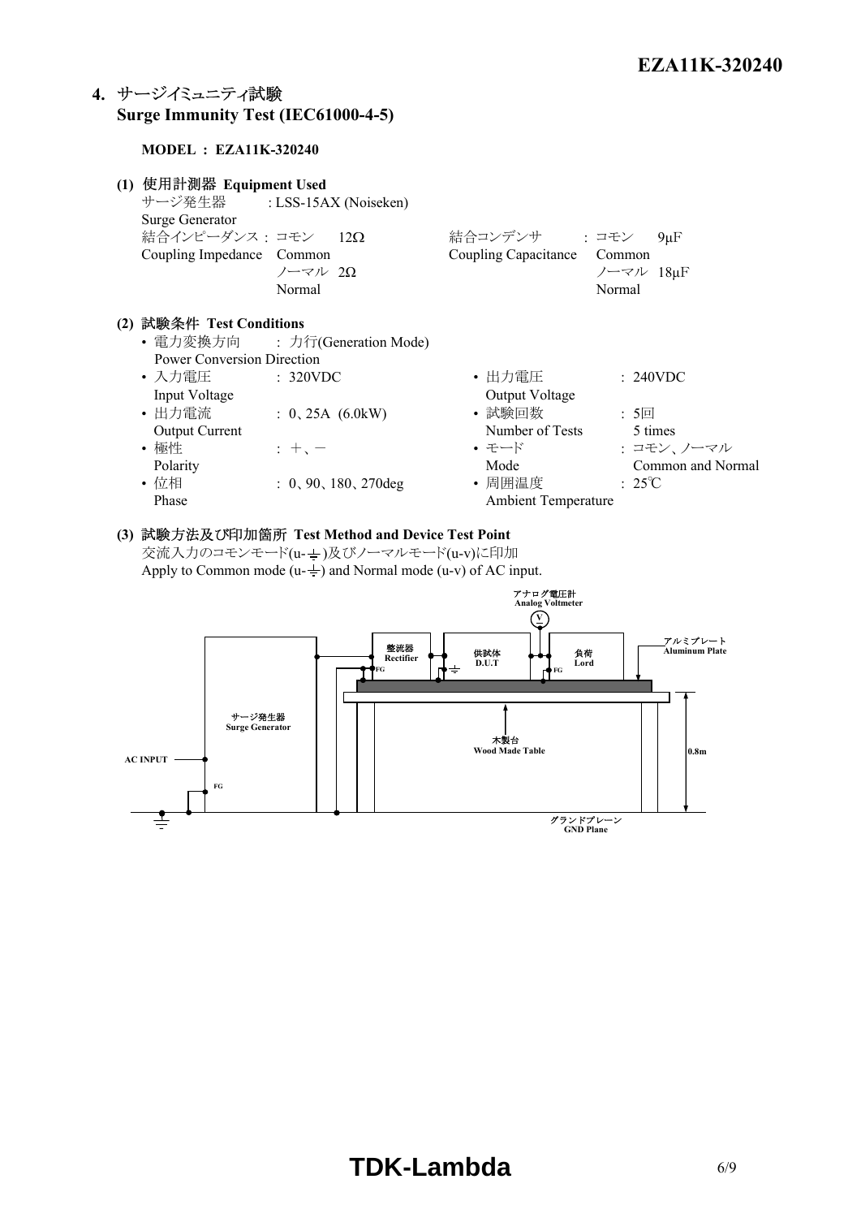## 4. サージイミュニティ試験 Surge Immunity Test (IEC61000-4-5)

**MODEL : EZA11K-320240**

**(1) 使用計測器 Equipment Used**

サージ発生器 Surge Generator : LSS-15AX (Noiseken)

結合インピーダンス Coupling Impedance : コモン Common 12Ω / ノーマル Normal 2Ω

結合コンデンサ Coupling Capacitance : コモン Common 9μF / ノーマル Normal 18μF

**(2) 試験条件 Test Conditions**

- 電力変換方向 Power Conversion Direction : 力行(Generation Mode)
- 入力電圧 Input Voltage : 320VDC
- 出力電流 Output Current : 0、25A (6.0kW)
- 極性 Polarity : ＋、－
- 位相 Phase : 0、90、180、270deg
- 出力電圧 Output Voltage : 240VDC
- 試験回数 Number of Tests : 5回 5 times
- モード Mode : コモン、ノーマル Common and Normal
- 周囲温度 Ambient Temperature : 25℃

**(3) 試験方法及び印加箇所 Test Method and Device Test Point**

交流入力のコモンモード(u-⏚)及びノーマルモード(u-v)に印加

Apply to Common mode (u-⏚) and Normal mode (u-v) of AC input.

アナログ電圧計 Analog Voltmeter
整流器 Rectifier
供試体 D.U.T
負荷 Lord
アルミプレート Aluminum Plate
サージ発生器 Surge Generator
AC INPUT
FG
木製台 Wood Made Table
0.8m
グランドプレーン GND Plane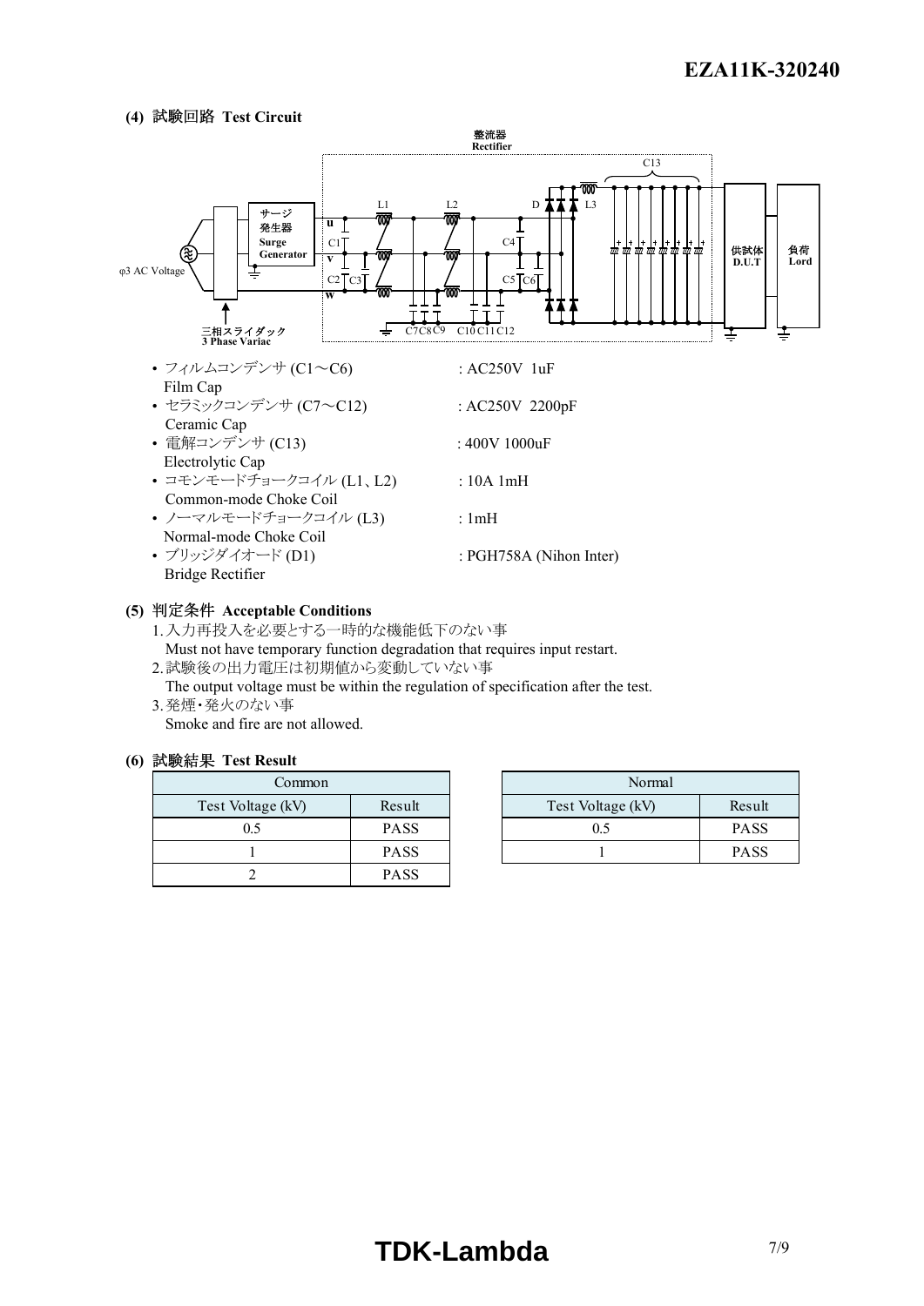**(4) 試験回路 Test Circuit**

- フィルムコンデンサ (C1～C6) : AC250V 1uF
  Film Cap
- セラミックコンデンサ (C7～C12) : AC250V 2200pF
  Ceramic Cap
- 電解コンデンサ (C13) : 400V 1000uF
  Electrolytic Cap
- コモンモードチョークコイル (L1、L2) : 10A 1mH
  Common-mode Choke Coil
- ノーマルモードチョークコイル (L3) : 1mH
  Normal-mode Choke Coil
- ブリッジダイオード (D1) : PGH758A (Nihon Inter)
  Bridge Rectifier

**(5) 判定条件 Acceptable Conditions**

1. 入力再投入を必要とする一時的な機能低下のない事
   Must not have temporary function degradation that requires input restart.
2. 試験後の出力電圧は初期値から変動していない事
   The output voltage must be within the regulation of specification after the test.
3. 発煙・発火のない事
   Smoke and fire are not allowed.

**(6) 試験結果 Test Result**

| Common | |
|---|---|
| Test Voltage (kV) | Result |
| 0.5 | PASS |
| 1 | PASS |
| 2 | PASS |

| Normal | |
|---|---|
| Test Voltage (kV) | Result |
| 0.5 | PASS |
| 1 | PASS |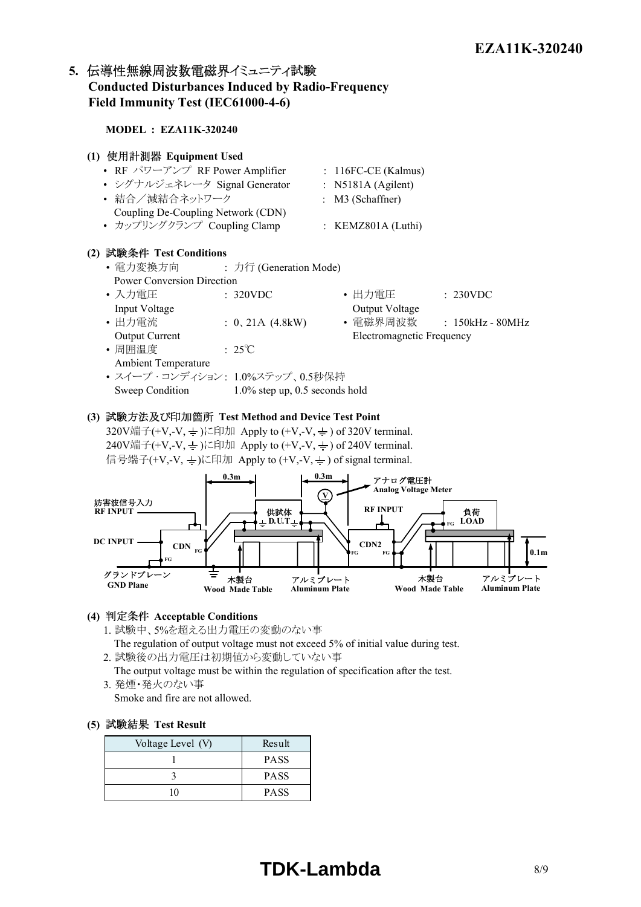## 5. 伝導性無線周波数電磁界イミュニティ試験 Conducted Disturbances Induced by Radio-Frequency Field Immunity Test (IEC61000-4-6)

**MODEL : EZA11K-320240**

### (1) 使用計測器 Equipment Used

- RF パワーアンプ RF Power Amplifier : 116FC-CE (Kalmus)
- シグナルジェネレータ Signal Generator : N5181A (Agilent)
- 結合／減結合ネットワーク Coupling De-Coupling Network (CDN) : M3 (Schaffner)
- カップリングクランプ Coupling Clamp : KEMZ801A (Luthi)

### (2) 試験条件 Test Conditions

- 電力変換方向 Power Conversion Direction : 力行 (Generation Mode)
- 入力電圧 Input Voltage : 320VDC
- 出力電圧 Output Voltage : 230VDC
- 出力電流 Output Current : 0、21A (4.8kW)
- 電磁界周波数 Electromagnetic Frequency : 150kHz - 80MHz
- 周囲温度 Ambient Temperature : 25℃
- スイープ・コンディション Sweep Condition : 1.0%ステップ、0.5秒保持 1.0% step up, 0.5 seconds hold

### (3) 試験方法及び印加箇所 Test Method and Device Test Point

320V端子(+V,-V, ⏚)に印加 Apply to (+V,-V, ⏚) of 320V terminal.
240V端子(+V,-V, ⏚)に印加 Apply to (+V,-V, ⏚) of 240V terminal.
信号端子(+V,-V, ⏚)に印加 Apply to (+V,-V, ⏚) of signal terminal.

妨害波信号入力 RF INPUT / DC INPUT / CDN / FG / グランドプレーン GND Plane / 0.3m / 0.3m / 供試体 D.U.T / 木製台 Wood Made Table / アルミプレート Aluminum Plate / V / アナログ電圧計 Analog Voltage Meter / RF INPUT / CDN2 / FG / 負荷 LOAD / 木製台 Wood Made Table / アルミプレート Aluminum Plate / 0.1m

### (4) 判定条件 Acceptable Conditions

1. 試験中、5%を超える出力電圧の変動のない事
   The regulation of output voltage must not exceed 5% of initial value during test.
2. 試験後の出力電圧は初期値から変動していない事
   The output voltage must be within the regulation of specification after the test.
3. 発煙・発火のない事
   Smoke and fire are not allowed.

### (5) 試験結果 Test Result

| Voltage Level (V) | Result |
|---|---|
| 1 | PASS |
| 3 | PASS |
| 10 | PASS |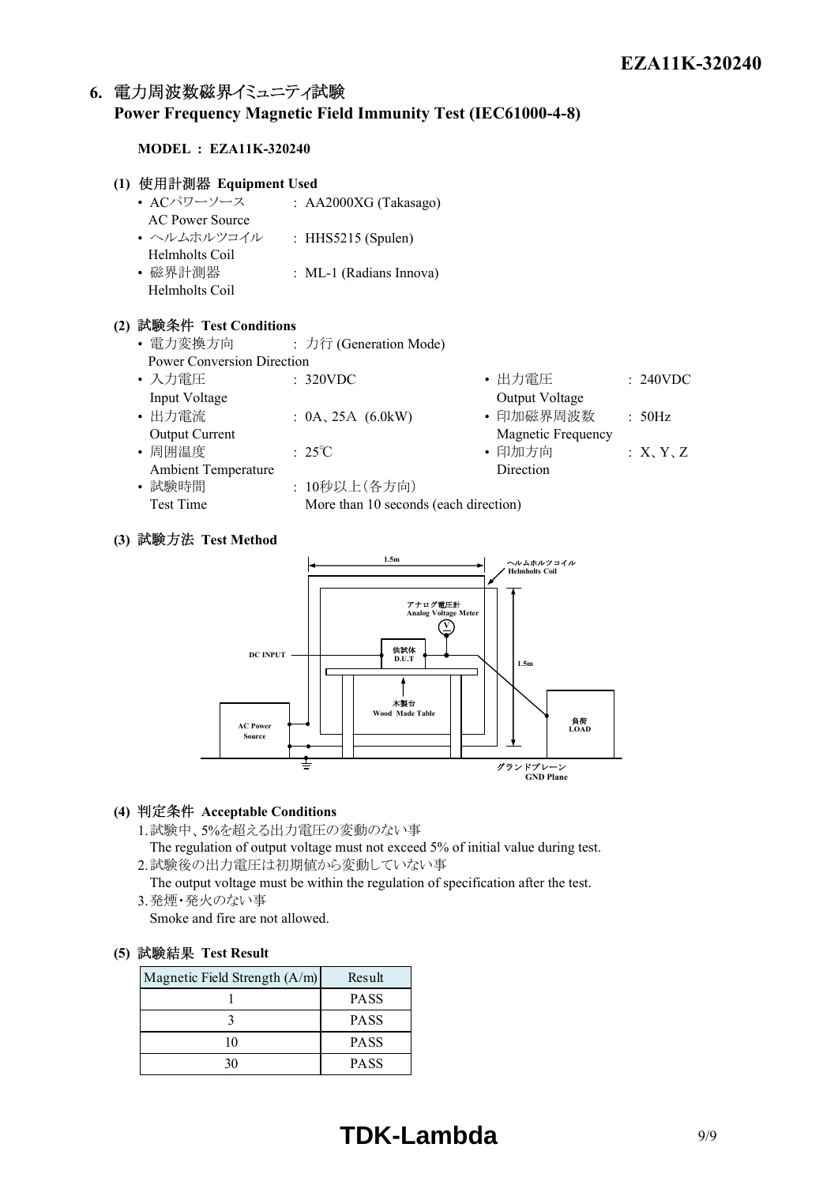## 6. 電力周波数磁界イミュニティ試験
## Power Frequency Magnetic Field Immunity Test (IEC61000-4-8)

**MODEL : EZA11K-320240**

### (1) 使用計測器 Equipment Used

- ACパワーソース AC Power Source : AA2000XG (Takasago)
- ヘルムホルツコイル Helmholts Coil : HHS5215 (Spulen)
- 磁界計測器 Helmholts Coil : ML-1 (Radians Innova)

### (2) 試験条件 Test Conditions

- 電力変換方向 Power Conversion Direction : 力行 (Generation Mode)
- 入力電圧 Input Voltage : 320VDC
- 出力電圧 Output Voltage : 240VDC
- 出力電流 Output Current : 0A、25A (6.0kW)
- 印加磁界周波数 Magnetic Frequency : 50Hz
- 周囲温度 Ambient Temperature : 25℃
- 印加方向 Direction : X、Y、Z
- 試験時間 Test Time : 10秒以上（各方向） More than 10 seconds (each direction)

### (3) 試験方法 Test Method

1.5m
ヘルムホルツコイル Helmholts Coil
アナログ電圧計 Analog Voltage Meter
V
DC INPUT
供試体 D.U.T
1.5m
木製台 Wood Made Table
AC Power Source
負荷 LOAD
グランドプレーン GND Plane

### (4) 判定条件 Acceptable Conditions

1. 試験中、5%を超える出力電圧の変動のない事
   The regulation of output voltage must not exceed 5% of initial value during test.
2. 試験後の出力電圧は初期値から変動していない事
   The output voltage must be within the regulation of specification after the test.
3. 発煙・発火のない事
   Smoke and fire are not allowed.

### (5) 試験結果 Test Result

| Magnetic Field Strength (A/m) | Result |
|---|---|
| 1 | PASS |
| 3 | PASS |
| 10 | PASS |
| 30 | PASS |